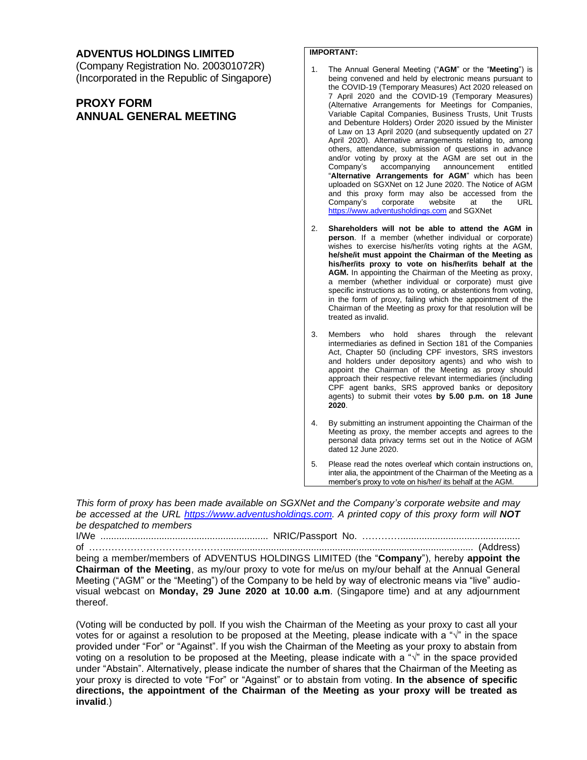**ADVENTUS HOLDINGS LIMITED**
(Company Registration No. 200301072R)
(Incorporated in the Republic of Singapore)

## PROXY FORM
## ANNUAL GENERAL MEETING

**IMPORTANT:**

1. The Annual General Meeting ("**AGM**" or the "**Meeting**") is being convened and held by electronic means pursuant to the COVID-19 (Temporary Measures) Act 2020 released on 7 April 2020 and the COVID-19 (Temporary Measures) (Alternative Arrangements for Meetings for Companies, Variable Capital Companies, Business Trusts, Unit Trusts and Debenture Holders) Order 2020 issued by the Minister of Law on 13 April 2020 (and subsequently updated on 27 April 2020). Alternative arrangements relating to, among others, attendance, submission of questions in advance and/or voting by proxy at the AGM are set out in the Company's accompanying announcement entitled "**Alternative Arrangements for AGM**" which has been uploaded on SGXNet on 12 June 2020. The Notice of AGM and this proxy form may also be accessed from the Company's corporate website at the URL https://www.adventusholdings.com and SGXNet

2. **Shareholders will not be able to attend the AGM in person**. If a member (whether individual or corporate) wishes to exercise his/her/its voting rights at the AGM, **he/she/it must appoint the Chairman of the Meeting as his/her/its proxy to vote on his/her/its behalf at the AGM.** In appointing the Chairman of the Meeting as proxy, a member (whether individual or corporate) must give specific instructions as to voting, or abstentions from voting, in the form of proxy, failing which the appointment of the Chairman of the Meeting as proxy for that resolution will be treated as invalid.

3. Members who hold shares through the relevant intermediaries as defined in Section 181 of the Companies Act, Chapter 50 (including CPF investors, SRS investors and holders under depository agents) and who wish to appoint the Chairman of the Meeting as proxy should approach their respective relevant intermediaries (including CPF agent banks, SRS approved banks or depository agents) to submit their votes **by 5.00 p.m. on 18 June 2020**.

4. By submitting an instrument appointing the Chairman of the Meeting as proxy, the member accepts and agrees to the personal data privacy terms set out in the Notice of AGM dated 12 June 2020.

5. Please read the notes overleaf which contain instructions on, inter alia, the appointment of the Chairman of the Meeting as a member's proxy to vote on his/her/ its behalf at the AGM.

*This form of proxy has been made available on SGXNet and the Company's corporate website and may be accessed at the URL https://www.adventusholdings.com. A printed copy of this proxy form will **NOT** be despatched to members*

I/We ................................................................ NRIC/Passport No. ………….............................................

of ……………………………….............................................................................................. (Address)

being a member/members of ADVENTUS HOLDINGS LIMITED (the "**Company**"), hereby **appoint the Chairman of the Meeting**, as my/our proxy to vote for me/us on my/our behalf at the Annual General Meeting ("AGM" or the "Meeting") of the Company to be held by way of electronic means via "live" audio-visual webcast on **Monday, 29 June 2020 at 10.00 a.m**. (Singapore time) and at any adjournment thereof.

(Voting will be conducted by poll. If you wish the Chairman of the Meeting as your proxy to cast all your votes for or against a resolution to be proposed at the Meeting, please indicate with a "√" in the space provided under "For" or "Against". If you wish the Chairman of the Meeting as your proxy to abstain from voting on a resolution to be proposed at the Meeting, please indicate with a "√" in the space provided under "Abstain". Alternatively, please indicate the number of shares that the Chairman of the Meeting as your proxy is directed to vote "For" or "Against" or to abstain from voting. **In the absence of specific directions, the appointment of the Chairman of the Meeting as your proxy will be treated as invalid**.)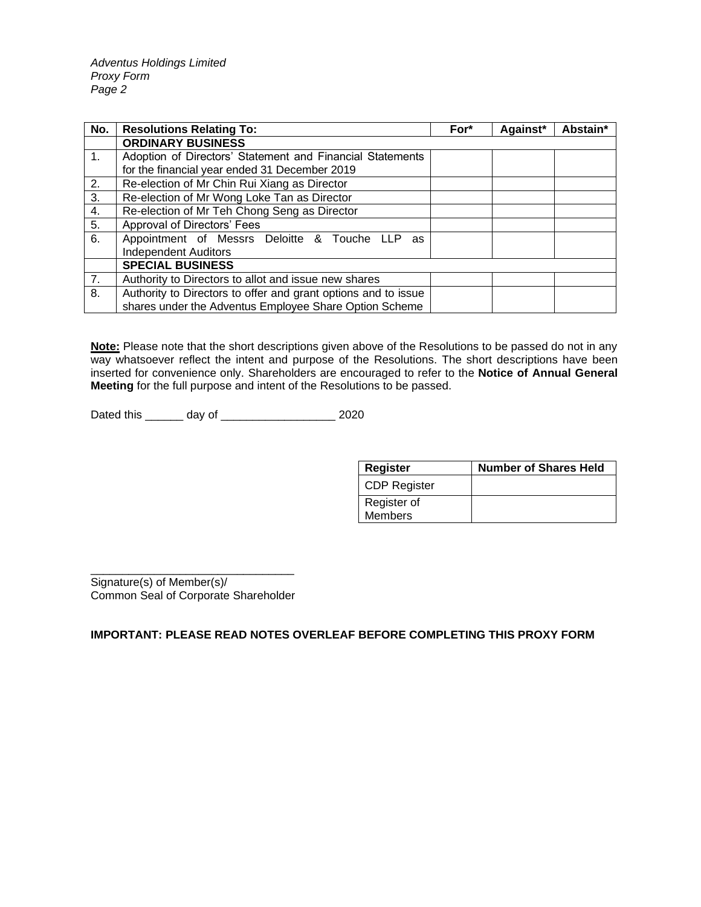| No. | Resolutions Relating To: | For* | Against* | Abstain* |
|---|---|---|---|---|
| | **ORDINARY BUSINESS** | | | |
| 1. | Adoption of Directors' Statement and Financial Statements for the financial year ended 31 December 2019 | | | |
| 2. | Re-election of Mr Chin Rui Xiang as Director | | | |
| 3. | Re-election of Mr Wong Loke Tan as Director | | | |
| 4. | Re-election of Mr Teh Chong Seng as Director | | | |
| 5. | Approval of Directors' Fees | | | |
| 6. | Appointment of Messrs Deloitte & Touche LLP as Independent Auditors | | | |
| | **SPECIAL BUSINESS** | | | |
| 7. | Authority to Directors to allot and issue new shares | | | |
| 8. | Authority to Directors to offer and grant options and to issue shares under the Adventus Employee Share Option Scheme | | | |

**Note:** Please note that the short descriptions given above of the Resolutions to be passed do not in any way whatsoever reflect the intent and purpose of the Resolutions. The short descriptions have been inserted for convenience only. Shareholders are encouraged to refer to the **Notice of Annual General Meeting** for the full purpose and intent of the Resolutions to be passed.

Dated this ______ day of __________________ 2020

| Register | Number of Shares Held |
|---|---|
| CDP Register | |
| Register of Members | |

_________________________________
Signature(s) of Member(s)/
Common Seal of Corporate Shareholder

**IMPORTANT: PLEASE READ NOTES OVERLEAF BEFORE COMPLETING THIS PROXY FORM**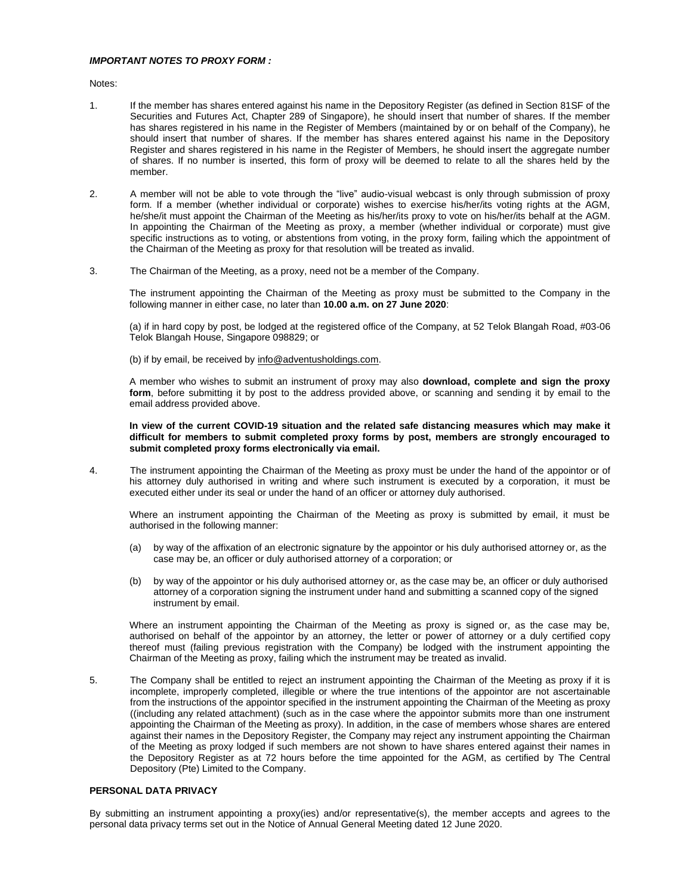***IMPORTANT NOTES TO PROXY FORM :***

Notes:

1. If the member has shares entered against his name in the Depository Register (as defined in Section 81SF of the Securities and Futures Act, Chapter 289 of Singapore), he should insert that number of shares. If the member has shares registered in his name in the Register of Members (maintained by or on behalf of the Company), he should insert that number of shares. If the member has shares entered against his name in the Depository Register and shares registered in his name in the Register of Members, he should insert the aggregate number of shares. If no number is inserted, this form of proxy will be deemed to relate to all the shares held by the member.

2. A member will not be able to vote through the "live" audio-visual webcast is only through submission of proxy form. If a member (whether individual or corporate) wishes to exercise his/her/its voting rights at the AGM, he/she/it must appoint the Chairman of the Meeting as his/her/its proxy to vote on his/her/its behalf at the AGM. In appointing the Chairman of the Meeting as proxy, a member (whether individual or corporate) must give specific instructions as to voting, or abstentions from voting, in the proxy form, failing which the appointment of the Chairman of the Meeting as proxy for that resolution will be treated as invalid.

3. The Chairman of the Meeting, as a proxy, need not be a member of the Company.

   The instrument appointing the Chairman of the Meeting as proxy must be submitted to the Company in the following manner in either case, no later than **10.00 a.m. on 27 June 2020**:

   (a) if in hard copy by post, be lodged at the registered office of the Company, at 52 Telok Blangah Road, #03-06 Telok Blangah House, Singapore 098829; or

   (b) if by email, be received by info@adventusholdings.com.

   A member who wishes to submit an instrument of proxy may also **download, complete and sign the proxy form**, before submitting it by post to the address provided above, or scanning and sending it by email to the email address provided above.

   **In view of the current COVID-19 situation and the related safe distancing measures which may make it difficult for members to submit completed proxy forms by post, members are strongly encouraged to submit completed proxy forms electronically via email.**

4. The instrument appointing the Chairman of the Meeting as proxy must be under the hand of the appointor or of his attorney duly authorised in writing and where such instrument is executed by a corporation, it must be executed either under its seal or under the hand of an officer or attorney duly authorised.

   Where an instrument appointing the Chairman of the Meeting as proxy is submitted by email, it must be authorised in the following manner:

   (a) by way of the affixation of an electronic signature by the appointor or his duly authorised attorney or, as the case may be, an officer or duly authorised attorney of a corporation; or

   (b) by way of the appointor or his duly authorised attorney or, as the case may be, an officer or duly authorised attorney of a corporation signing the instrument under hand and submitting a scanned copy of the signed instrument by email.

   Where an instrument appointing the Chairman of the Meeting as proxy is signed or, as the case may be, authorised on behalf of the appointor by an attorney, the letter or power of attorney or a duly certified copy thereof must (failing previous registration with the Company) be lodged with the instrument appointing the Chairman of the Meeting as proxy, failing which the instrument may be treated as invalid.

5. The Company shall be entitled to reject an instrument appointing the Chairman of the Meeting as proxy if it is incomplete, improperly completed, illegible or where the true intentions of the appointor are not ascertainable from the instructions of the appointor specified in the instrument appointing the Chairman of the Meeting as proxy ((including any related attachment) (such as in the case where the appointor submits more than one instrument appointing the Chairman of the Meeting as proxy). In addition, in the case of members whose shares are entered against their names in the Depository Register, the Company may reject any instrument appointing the Chairman of the Meeting as proxy lodged if such members are not shown to have shares entered against their names in the Depository Register as at 72 hours before the time appointed for the AGM, as certified by The Central Depository (Pte) Limited to the Company.

**PERSONAL DATA PRIVACY**

By submitting an instrument appointing a proxy(ies) and/or representative(s), the member accepts and agrees to the personal data privacy terms set out in the Notice of Annual General Meeting dated 12 June 2020.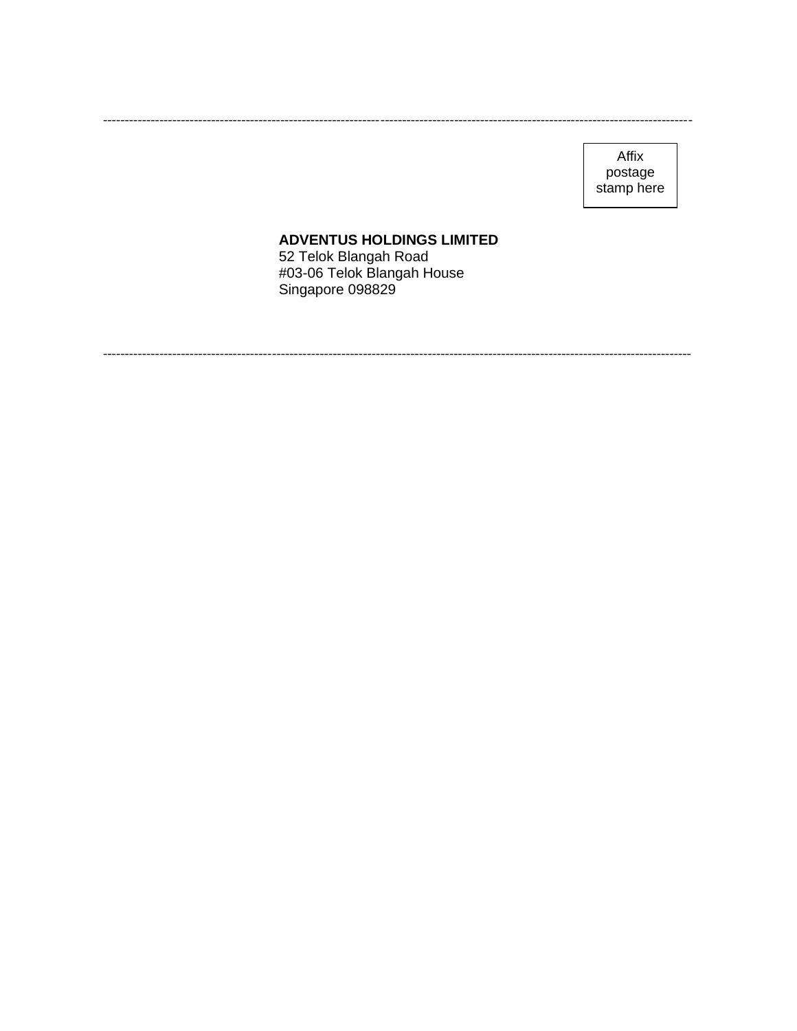Affix postage stamp here

**ADVENTUS HOLDINGS LIMITED**
52 Telok Blangah Road
#03-06 Telok Blangah House
Singapore 098829